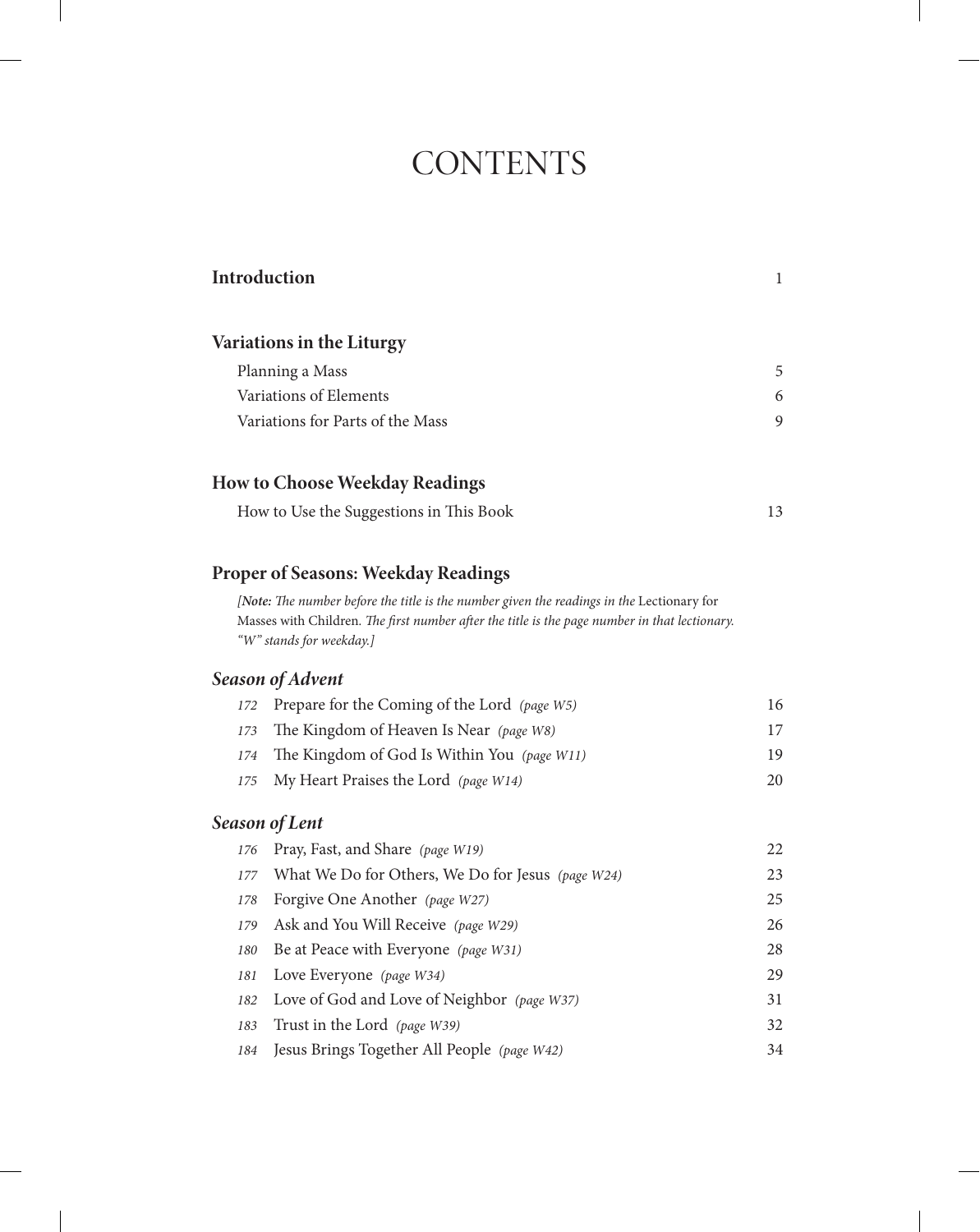# CONTENTS

| | |
|---|---|
| **Introduction** | 1 |
| **Variations in the Liturgy** | |
| Planning a Mass | 5 |
| Variations of Elements | 6 |
| Variations for Parts of the Mass | 9 |
| **How to Choose Weekday Readings** | |
| How to Use the Suggestions in This Book | 13 |

## Proper of Seasons: Weekday Readings

*[**Note:** The number before the title is the number given the readings in the* Lectionary for Masses with Children*. The first number after the title is the page number in that lectionary. "W" stands for weekday.]*

### *Season of Advent*

| | | |
|---|---|---|
| *172* | Prepare for the Coming of the Lord *(page W5)* | 16 |
| *173* | The Kingdom of Heaven Is Near *(page W8)* | 17 |
| *174* | The Kingdom of God Is Within You *(page W11)* | 19 |
| *175* | My Heart Praises the Lord *(page W14)* | 20 |

### *Season of Lent*

| | | |
|---|---|---|
| *176* | Pray, Fast, and Share *(page W19)* | 22 |
| *177* | What We Do for Others, We Do for Jesus *(page W24)* | 23 |
| *178* | Forgive One Another *(page W27)* | 25 |
| *179* | Ask and You Will Receive *(page W29)* | 26 |
| *180* | Be at Peace with Everyone *(page W31)* | 28 |
| *181* | Love Everyone *(page W34)* | 29 |
| *182* | Love of God and Love of Neighbor *(page W37)* | 31 |
| *183* | Trust in the Lord *(page W39)* | 32 |
| *184* | Jesus Brings Together All People *(page W42)* | 34 |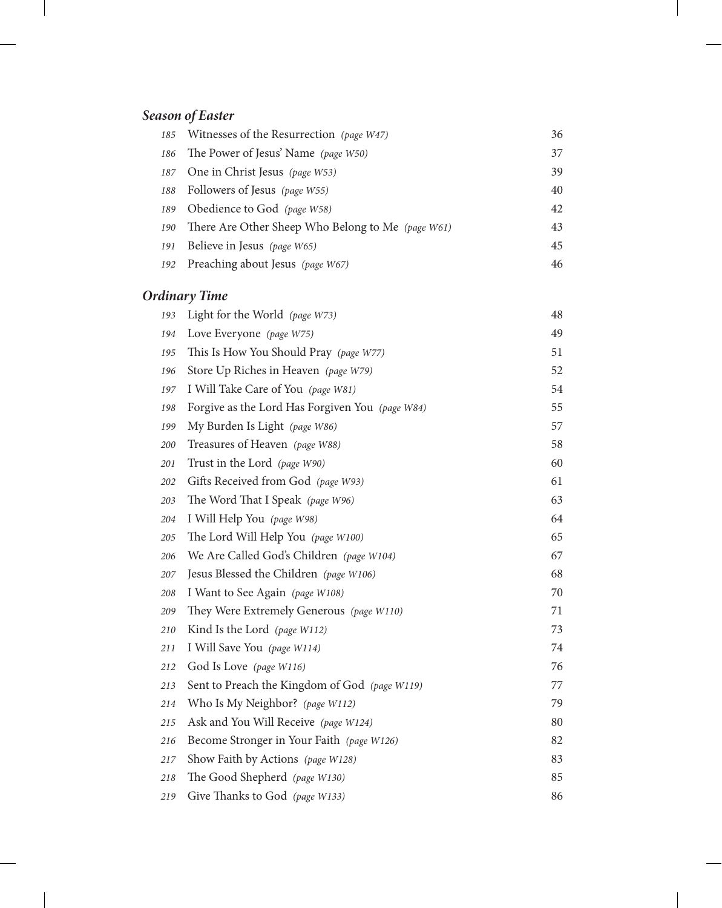### *Season of Easter*

| | | |
|---|---|---|
| *185* | Witnesses of the Resurrection *(page W47)* | 36 |
| *186* | The Power of Jesus' Name *(page W50)* | 37 |
| *187* | One in Christ Jesus *(page W53)* | 39 |
| *188* | Followers of Jesus *(page W55)* | 40 |
| *189* | Obedience to God *(page W58)* | 42 |
| *190* | There Are Other Sheep Who Belong to Me *(page W61)* | 43 |
| *191* | Believe in Jesus *(page W65)* | 45 |
| *192* | Preaching about Jesus *(page W67)* | 46 |

### *Ordinary Time*

| | | |
|---|---|---|
| *193* | Light for the World *(page W73)* | 48 |
| *194* | Love Everyone *(page W75)* | 49 |
| *195* | This Is How You Should Pray *(page W77)* | 51 |
| *196* | Store Up Riches in Heaven *(page W79)* | 52 |
| *197* | I Will Take Care of You *(page W81)* | 54 |
| *198* | Forgive as the Lord Has Forgiven You *(page W84)* | 55 |
| *199* | My Burden Is Light *(page W86)* | 57 |
| *200* | Treasures of Heaven *(page W88)* | 58 |
| *201* | Trust in the Lord *(page W90)* | 60 |
| *202* | Gifts Received from God *(page W93)* | 61 |
| *203* | The Word That I Speak *(page W96)* | 63 |
| *204* | I Will Help You *(page W98)* | 64 |
| *205* | The Lord Will Help You *(page W100)* | 65 |
| *206* | We Are Called God's Children *(page W104)* | 67 |
| *207* | Jesus Blessed the Children *(page W106)* | 68 |
| *208* | I Want to See Again *(page W108)* | 70 |
| *209* | They Were Extremely Generous *(page W110)* | 71 |
| *210* | Kind Is the Lord *(page W112)* | 73 |
| *211* | I Will Save You *(page W114)* | 74 |
| *212* | God Is Love *(page W116)* | 76 |
| *213* | Sent to Preach the Kingdom of God *(page W119)* | 77 |
| *214* | Who Is My Neighbor? *(page W112)* | 79 |
| *215* | Ask and You Will Receive *(page W124)* | 80 |
| *216* | Become Stronger in Your Faith *(page W126)* | 82 |
| *217* | Show Faith by Actions *(page W128)* | 83 |
| *218* | The Good Shepherd *(page W130)* | 85 |
| *219* | Give Thanks to God *(page W133)* | 86 |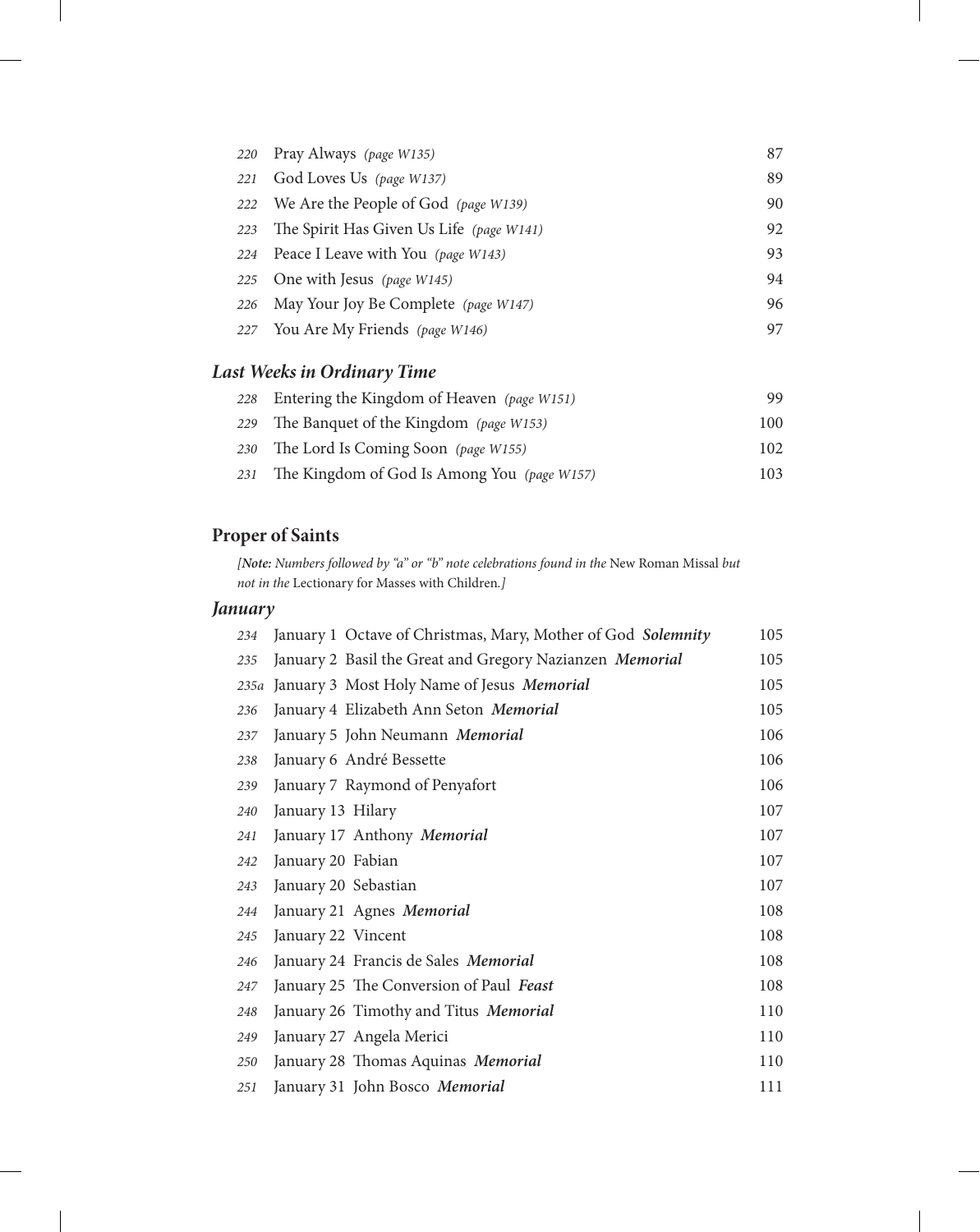| | | |
|---|---|---|
| *220* | Pray Always *(page W135)* | 87 |
| *221* | God Loves Us *(page W137)* | 89 |
| *222* | We Are the People of God *(page W139)* | 90 |
| *223* | The Spirit Has Given Us Life *(page W141)* | 92 |
| *224* | Peace I Leave with You *(page W143)* | 93 |
| *225* | One with Jesus *(page W145)* | 94 |
| *226* | May Your Joy Be Complete *(page W147)* | 96 |
| *227* | You Are My Friends *(page W146)* | 97 |

### *Last Weeks in Ordinary Time*

| | | |
|---|---|---|
| *228* | Entering the Kingdom of Heaven *(page W151)* | 99 |
| *229* | The Banquet of the Kingdom *(page W153)* | 100 |
| *230* | The Lord Is Coming Soon *(page W155)* | 102 |
| *231* | The Kingdom of God Is Among You *(page W157)* | 103 |

## Proper of Saints

*[**Note:** Numbers followed by "a" or "b" note celebrations found in the* New Roman Missal *but not in the* Lectionary for Masses with Children.*]*

### *January*

| | | |
|---|---|---|
| *234* | January 1 Octave of Christmas, Mary, Mother of God ***Solemnity*** | 105 |
| *235* | January 2 Basil the Great and Gregory Nazianzen ***Memorial*** | 105 |
| *235a* | January 3 Most Holy Name of Jesus ***Memorial*** | 105 |
| *236* | January 4 Elizabeth Ann Seton ***Memorial*** | 105 |
| *237* | January 5 John Neumann ***Memorial*** | 106 |
| *238* | January 6 André Bessette | 106 |
| *239* | January 7 Raymond of Penyafort | 106 |
| *240* | January 13 Hilary | 107 |
| *241* | January 17 Anthony ***Memorial*** | 107 |
| *242* | January 20 Fabian | 107 |
| *243* | January 20 Sebastian | 107 |
| *244* | January 21 Agnes ***Memorial*** | 108 |
| *245* | January 22 Vincent | 108 |
| *246* | January 24 Francis de Sales ***Memorial*** | 108 |
| *247* | January 25 The Conversion of Paul ***Feast*** | 108 |
| *248* | January 26 Timothy and Titus ***Memorial*** | 110 |
| *249* | January 27 Angela Merici | 110 |
| *250* | January 28 Thomas Aquinas ***Memorial*** | 110 |
| *251* | January 31 John Bosco ***Memorial*** | 111 |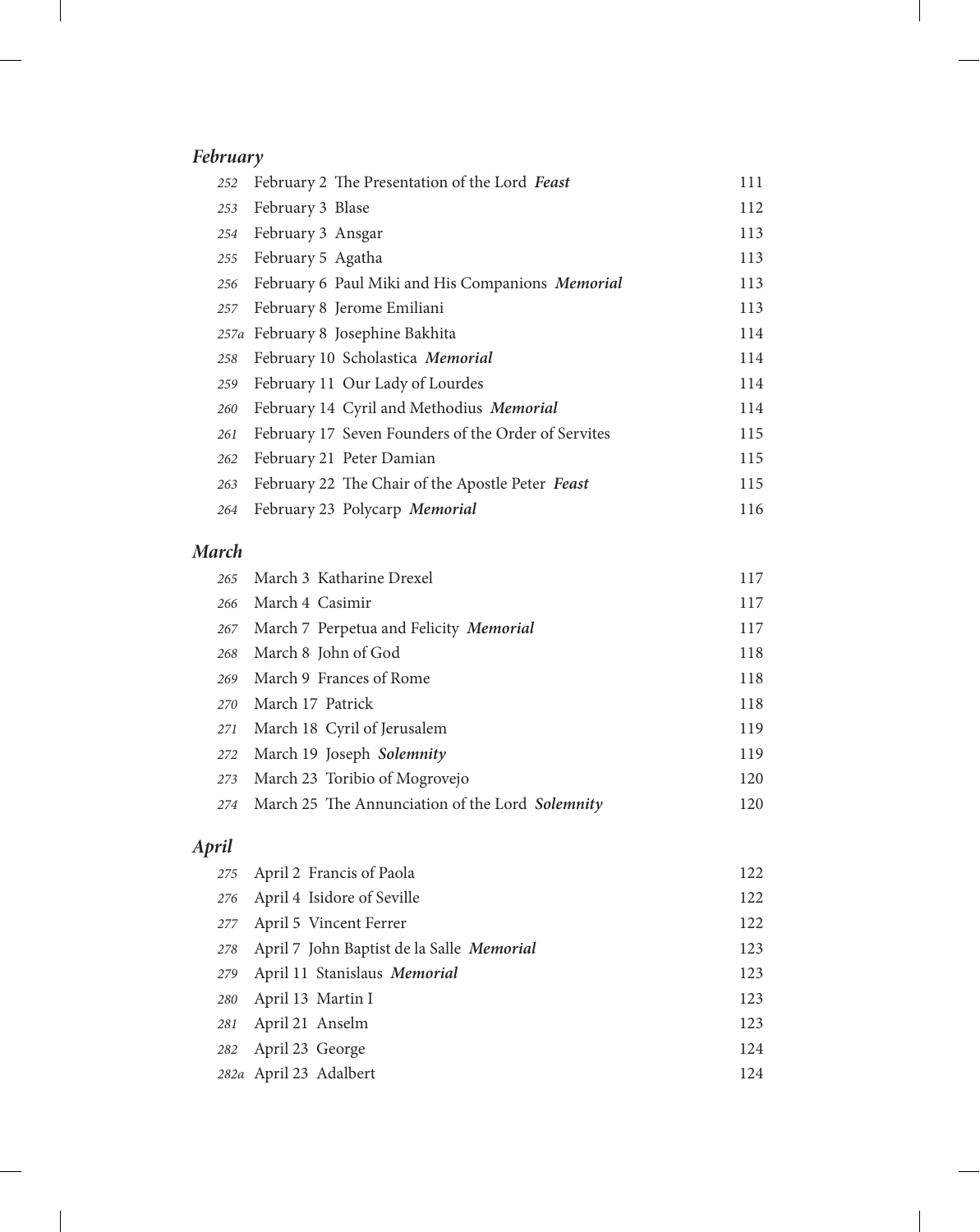## *February*

| | | |
|---|---|---|
| *252* | February 2 The Presentation of the Lord ***Feast*** | 111 |
| *253* | February 3 Blase | 112 |
| *254* | February 3 Ansgar | 113 |
| *255* | February 5 Agatha | 113 |
| *256* | February 6 Paul Miki and His Companions ***Memorial*** | 113 |
| *257* | February 8 Jerome Emiliani | 113 |
| *257a* | February 8 Josephine Bakhita | 114 |
| *258* | February 10 Scholastica ***Memorial*** | 114 |
| *259* | February 11 Our Lady of Lourdes | 114 |
| *260* | February 14 Cyril and Methodius ***Memorial*** | 114 |
| *261* | February 17 Seven Founders of the Order of Servites | 115 |
| *262* | February 21 Peter Damian | 115 |
| *263* | February 22 The Chair of the Apostle Peter ***Feast*** | 115 |
| *264* | February 23 Polycarp ***Memorial*** | 116 |

## *March*

| | | |
|---|---|---|
| *265* | March 3 Katharine Drexel | 117 |
| *266* | March 4 Casimir | 117 |
| *267* | March 7 Perpetua and Felicity ***Memorial*** | 117 |
| *268* | March 8 John of God | 118 |
| *269* | March 9 Frances of Rome | 118 |
| *270* | March 17 Patrick | 118 |
| *271* | March 18 Cyril of Jerusalem | 119 |
| *272* | March 19 Joseph ***Solemnity*** | 119 |
| *273* | March 23 Toribio of Mogrovejo | 120 |
| *274* | March 25 The Annunciation of the Lord ***Solemnity*** | 120 |

## *April*

| | | |
|---|---|---|
| *275* | April 2 Francis of Paola | 122 |
| *276* | April 4 Isidore of Seville | 122 |
| *277* | April 5 Vincent Ferrer | 122 |
| *278* | April 7 John Baptist de la Salle ***Memorial*** | 123 |
| *279* | April 11 Stanislaus ***Memorial*** | 123 |
| *280* | April 13 Martin I | 123 |
| *281* | April 21 Anselm | 123 |
| *282* | April 23 George | 124 |
| *282a* | April 23 Adalbert | 124 |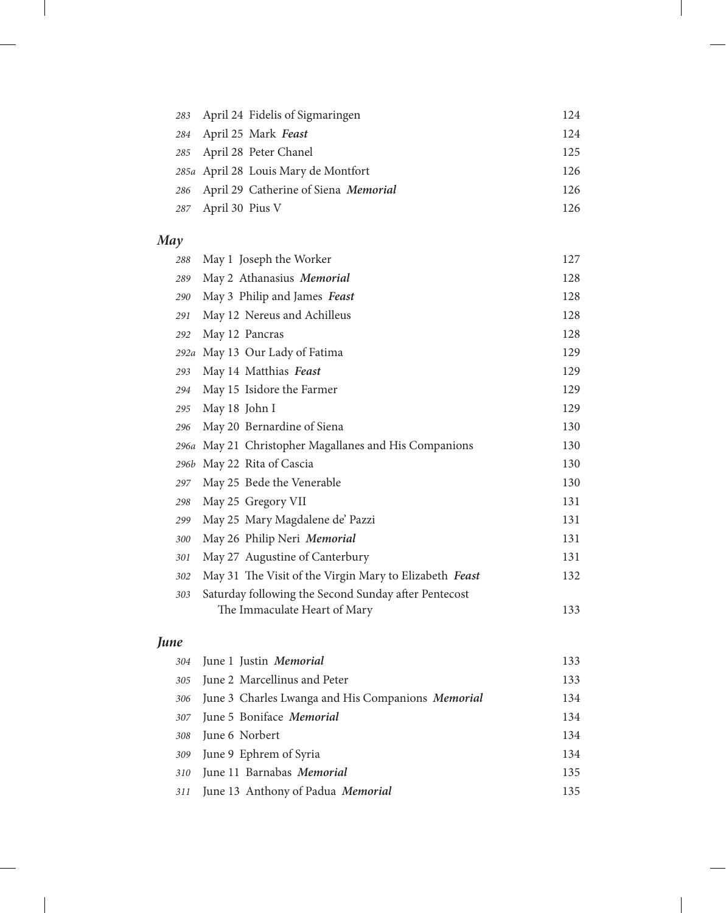| | | |
|---|---|---|
| *283* | April 24 Fidelis of Sigmaringen | 124 |
| *284* | April 25 Mark ***Feast*** | 124 |
| *285* | April 28 Peter Chanel | 125 |
| *285a* | April 28 Louis Mary de Montfort | 126 |
| *286* | April 29 Catherine of Siena ***Memorial*** | 126 |
| *287* | April 30 Pius V | 126 |

## *May*

| | | |
|---|---|---|
| *288* | May 1 Joseph the Worker | 127 |
| *289* | May 2 Athanasius ***Memorial*** | 128 |
| *290* | May 3 Philip and James ***Feast*** | 128 |
| *291* | May 12 Nereus and Achilleus | 128 |
| *292* | May 12 Pancras | 128 |
| *292a* | May 13 Our Lady of Fatima | 129 |
| *293* | May 14 Matthias ***Feast*** | 129 |
| *294* | May 15 Isidore the Farmer | 129 |
| *295* | May 18 John I | 129 |
| *296* | May 20 Bernardine of Siena | 130 |
| *296a* | May 21 Christopher Magallanes and His Companions | 130 |
| *296b* | May 22 Rita of Cascia | 130 |
| *297* | May 25 Bede the Venerable | 130 |
| *298* | May 25 Gregory VII | 131 |
| *299* | May 25 Mary Magdalene de' Pazzi | 131 |
| *300* | May 26 Philip Neri ***Memorial*** | 131 |
| *301* | May 27 Augustine of Canterbury | 131 |
| *302* | May 31 The Visit of the Virgin Mary to Elizabeth ***Feast*** | 132 |
| *303* | Saturday following the Second Sunday after Pentecost The Immaculate Heart of Mary | 133 |

## *June*

| | | |
|---|---|---|
| *304* | June 1 Justin ***Memorial*** | 133 |
| *305* | June 2 Marcellinus and Peter | 133 |
| *306* | June 3 Charles Lwanga and His Companions ***Memorial*** | 134 |
| *307* | June 5 Boniface ***Memorial*** | 134 |
| *308* | June 6 Norbert | 134 |
| *309* | June 9 Ephrem of Syria | 134 |
| *310* | June 11 Barnabas ***Memorial*** | 135 |
| *311* | June 13 Anthony of Padua ***Memorial*** | 135 |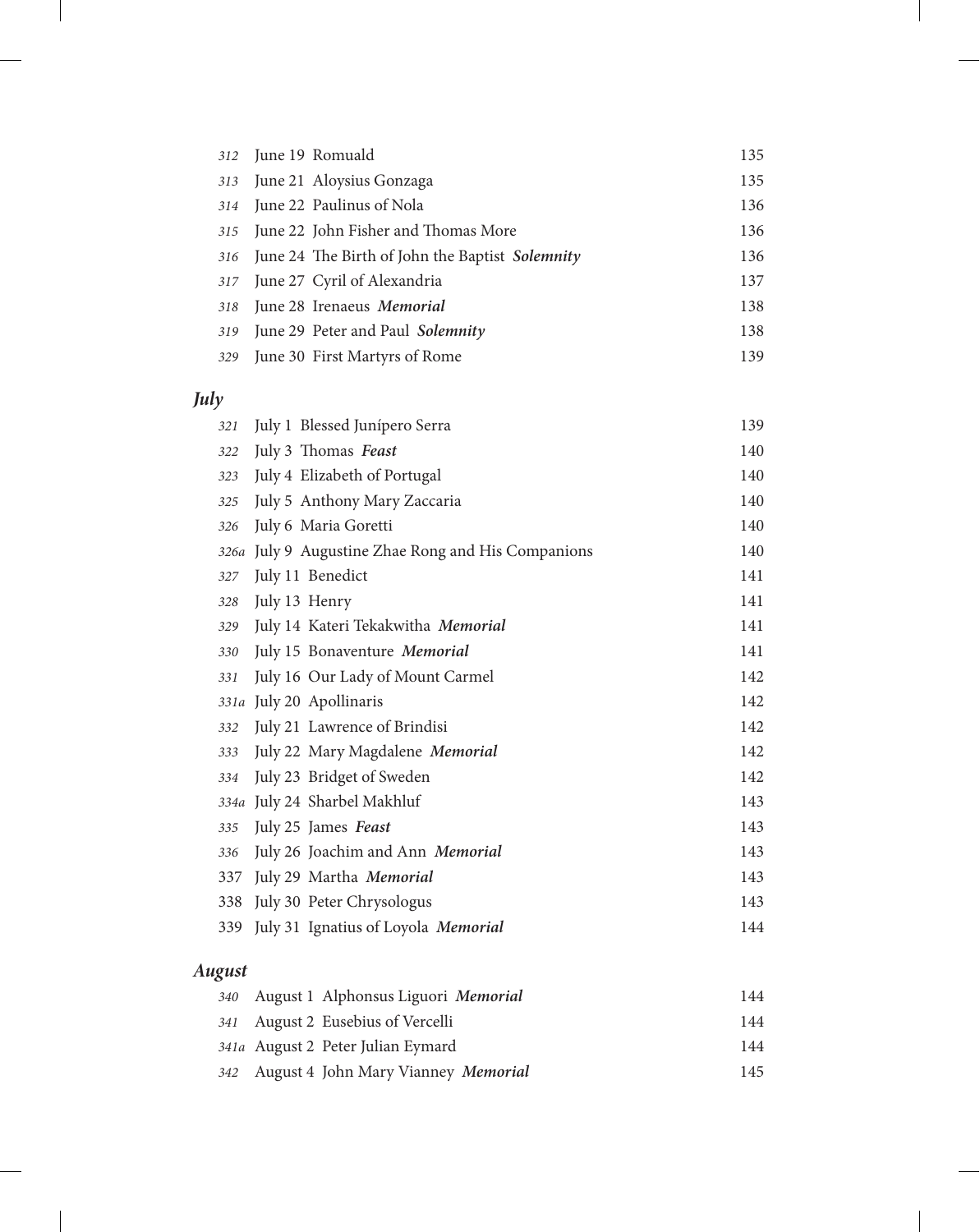| | | |
|---|---|---|
| *312* | June 19 Romuald | 135 |
| *313* | June 21 Aloysius Gonzaga | 135 |
| *314* | June 22 Paulinus of Nola | 136 |
| *315* | June 22 John Fisher and Thomas More | 136 |
| *316* | June 24 The Birth of John the Baptist ***Solemnity*** | 136 |
| *317* | June 27 Cyril of Alexandria | 137 |
| *318* | June 28 Irenaeus ***Memorial*** | 138 |
| *319* | June 29 Peter and Paul ***Solemnity*** | 138 |
| *329* | June 30 First Martyrs of Rome | 139 |

## *July*

| | | |
|---|---|---|
| *321* | July 1 Blessed Junípero Serra | 139 |
| *322* | July 3 Thomas ***Feast*** | 140 |
| *323* | July 4 Elizabeth of Portugal | 140 |
| *325* | July 5 Anthony Mary Zaccaria | 140 |
| *326* | July 6 Maria Goretti | 140 |
| *326a* | July 9 Augustine Zhae Rong and His Companions | 140 |
| *327* | July 11 Benedict | 141 |
| *328* | July 13 Henry | 141 |
| *329* | July 14 Kateri Tekakwitha ***Memorial*** | 141 |
| *330* | July 15 Bonaventure ***Memorial*** | 141 |
| *331* | July 16 Our Lady of Mount Carmel | 142 |
| *331a* | July 20 Apollinaris | 142 |
| *332* | July 21 Lawrence of Brindisi | 142 |
| *333* | July 22 Mary Magdalene ***Memorial*** | 142 |
| *334* | July 23 Bridget of Sweden | 142 |
| *334a* | July 24 Sharbel Makhluf | 143 |
| *335* | July 25 James ***Feast*** | 143 |
| *336* | July 26 Joachim and Ann ***Memorial*** | 143 |
| 337 | July 29 Martha ***Memorial*** | 143 |
| 338 | July 30 Peter Chrysologus | 143 |
| 339 | July 31 Ignatius of Loyola ***Memorial*** | 144 |

## *August*

| | | |
|---|---|---|
| *340* | August 1 Alphonsus Liguori ***Memorial*** | 144 |
| *341* | August 2 Eusebius of Vercelli | 144 |
| *341a* | August 2 Peter Julian Eymard | 144 |
| *342* | August 4 John Mary Vianney ***Memorial*** | 145 |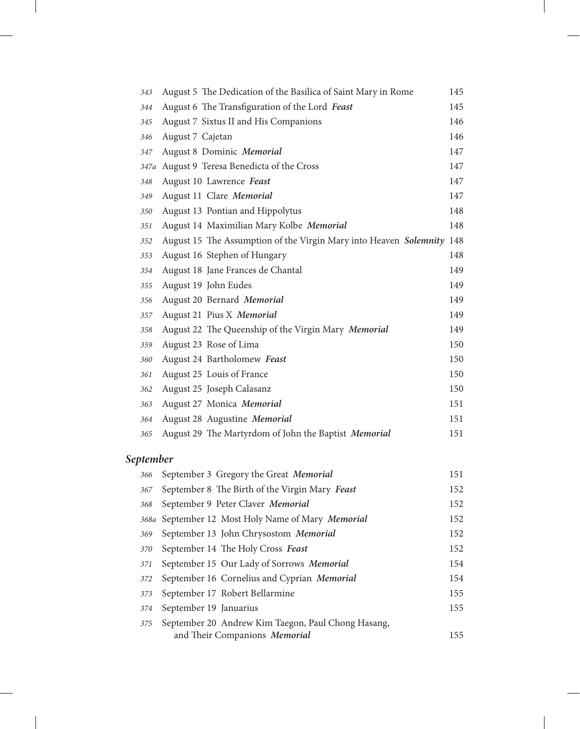| | | |
|---|---|---|
| *343* | August 5 The Dedication of the Basilica of Saint Mary in Rome | 145 |
| *344* | August 6 The Transfiguration of the Lord ***Feast*** | 145 |
| *345* | August 7 Sixtus II and His Companions | 146 |
| *346* | August 7 Cajetan | 146 |
| *347* | August 8 Dominic ***Memorial*** | 147 |
| *347a* | August 9 Teresa Benedicta of the Cross | 147 |
| *348* | August 10 Lawrence ***Feast*** | 147 |
| *349* | August 11 Clare ***Memorial*** | 147 |
| *350* | August 13 Pontian and Hippolytus | 148 |
| *351* | August 14 Maximilian Mary Kolbe ***Memorial*** | 148 |
| *352* | August 15 The Assumption of the Virgin Mary into Heaven ***Solemnity*** | 148 |
| *353* | August 16 Stephen of Hungary | 148 |
| *354* | August 18 Jane Frances de Chantal | 149 |
| *355* | August 19 John Eudes | 149 |
| *356* | August 20 Bernard ***Memorial*** | 149 |
| *357* | August 21 Pius X ***Memorial*** | 149 |
| *358* | August 22 The Queenship of the Virgin Mary ***Memorial*** | 149 |
| *359* | August 23 Rose of Lima | 150 |
| *360* | August 24 Bartholomew ***Feast*** | 150 |
| *361* | August 25 Louis of France | 150 |
| *362* | August 25 Joseph Calasanz | 150 |
| *363* | August 27 Monica ***Memorial*** | 151 |
| *364* | August 28 Augustine ***Memorial*** | 151 |
| *365* | August 29 The Martyrdom of John the Baptist ***Memorial*** | 151 |

## ***September***

| | | |
|---|---|---|
| *366* | September 3 Gregory the Great ***Memorial*** | 151 |
| *367* | September 8 The Birth of the Virgin Mary ***Feast*** | 152 |
| *368* | September 9 Peter Claver ***Memorial*** | 152 |
| *368a* | September 12 Most Holy Name of Mary ***Memorial*** | 152 |
| *369* | September 13 John Chrysostom ***Memorial*** | 152 |
| *370* | September 14 The Holy Cross ***Feast*** | 152 |
| *371* | September 15 Our Lady of Sorrows ***Memorial*** | 154 |
| *372* | September 16 Cornelius and Cyprian ***Memorial*** | 154 |
| *373* | September 17 Robert Bellarmine | 155 |
| *374* | September 19 Januarius | 155 |
| *375* | September 20 Andrew Kim Taegon, Paul Chong Hasang, and Their Companions ***Memorial*** | 155 |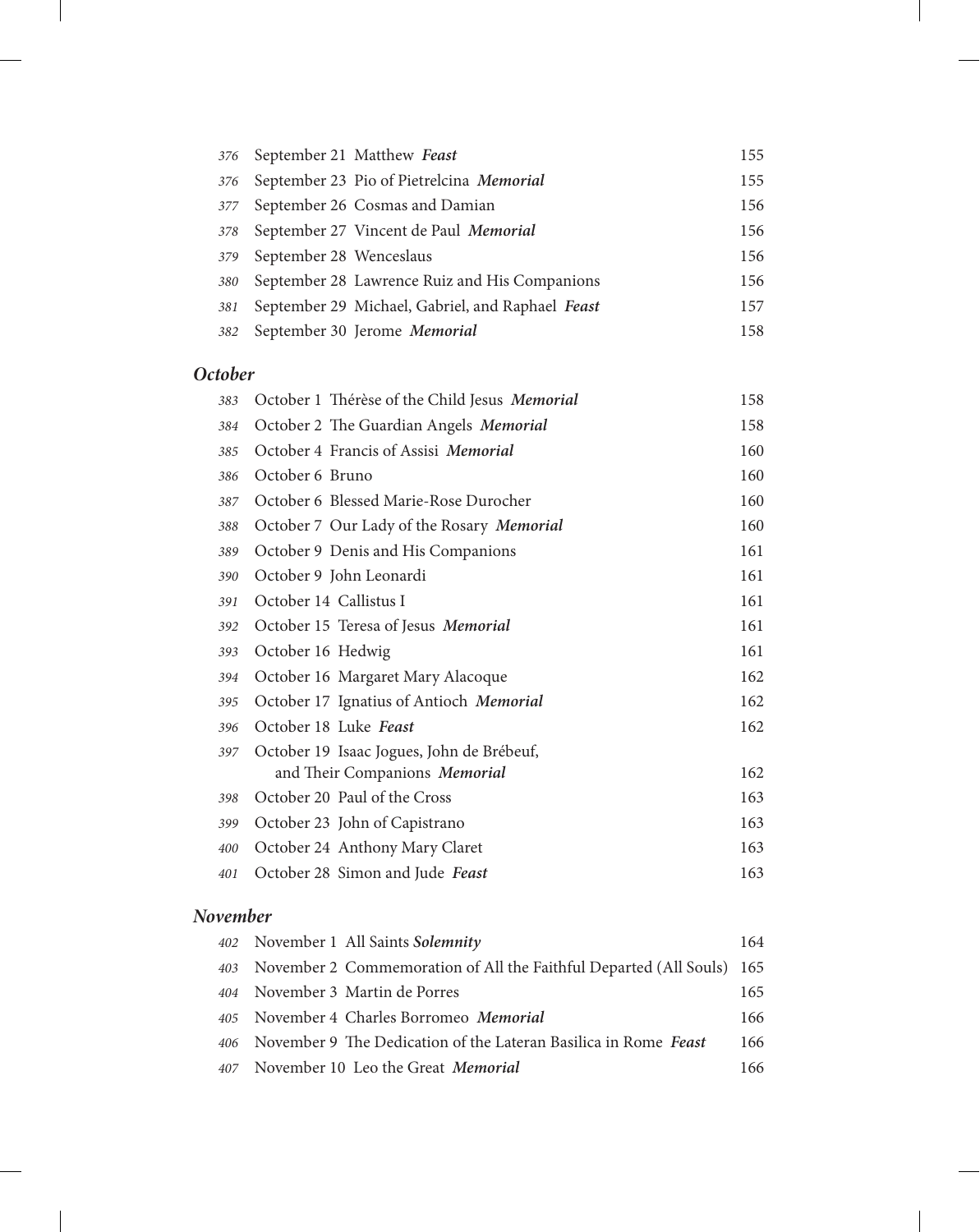| | | |
|---|---|---|
| *376* | September 21 Matthew ***Feast*** | 155 |
| *376* | September 23 Pio of Pietrelcina ***Memorial*** | 155 |
| *377* | September 26 Cosmas and Damian | 156 |
| *378* | September 27 Vincent de Paul ***Memorial*** | 156 |
| *379* | September 28 Wenceslaus | 156 |
| *380* | September 28 Lawrence Ruiz and His Companions | 156 |
| *381* | September 29 Michael, Gabriel, and Raphael ***Feast*** | 157 |
| *382* | September 30 Jerome ***Memorial*** | 158 |

### *October*

| | | |
|---|---|---|
| *383* | October 1 Thérèse of the Child Jesus ***Memorial*** | 158 |
| *384* | October 2 The Guardian Angels ***Memorial*** | 158 |
| *385* | October 4 Francis of Assisi ***Memorial*** | 160 |
| *386* | October 6 Bruno | 160 |
| *387* | October 6 Blessed Marie-Rose Durocher | 160 |
| *388* | October 7 Our Lady of the Rosary ***Memorial*** | 160 |
| *389* | October 9 Denis and His Companions | 161 |
| *390* | October 9 John Leonardi | 161 |
| *391* | October 14 Callistus I | 161 |
| *392* | October 15 Teresa of Jesus ***Memorial*** | 161 |
| *393* | October 16 Hedwig | 161 |
| *394* | October 16 Margaret Mary Alacoque | 162 |
| *395* | October 17 Ignatius of Antioch ***Memorial*** | 162 |
| *396* | October 18 Luke ***Feast*** | 162 |
| *397* | October 19 Isaac Jogues, John de Brébeuf, and Their Companions ***Memorial*** | 162 |
| *398* | October 20 Paul of the Cross | 163 |
| *399* | October 23 John of Capistrano | 163 |
| *400* | October 24 Anthony Mary Claret | 163 |
| *401* | October 28 Simon and Jude ***Feast*** | 163 |

### *November*

| | | |
|---|---|---|
| *402* | November 1 All Saints ***Solemnity*** | 164 |
| *403* | November 2 Commemoration of All the Faithful Departed (All Souls) | 165 |
| *404* | November 3 Martin de Porres | 165 |
| *405* | November 4 Charles Borromeo ***Memorial*** | 166 |
| *406* | November 9 The Dedication of the Lateran Basilica in Rome ***Feast*** | 166 |
| *407* | November 10 Leo the Great ***Memorial*** | 166 |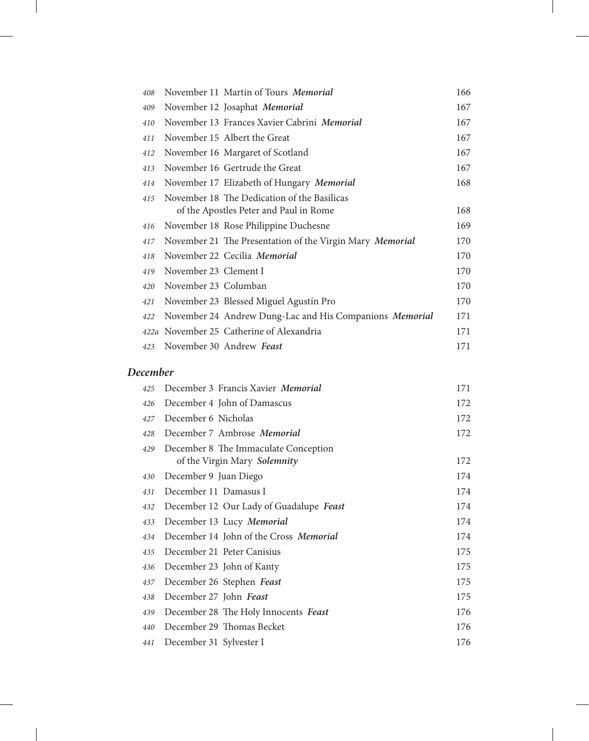| | | |
|---|---|---|
| *408* | November 11 Martin of Tours ***Memorial*** | 166 |
| *409* | November 12 Josaphat ***Memorial*** | 167 |
| *410* | November 13 Frances Xavier Cabrini ***Memorial*** | 167 |
| *411* | November 15 Albert the Great | 167 |
| *412* | November 16 Margaret of Scotland | 167 |
| *413* | November 16 Gertrude the Great | 167 |
| *414* | November 17 Elizabeth of Hungary ***Memorial*** | 168 |
| *415* | November 18 The Dedication of the Basilicas of the Apostles Peter and Paul in Rome | 168 |
| *416* | November 18 Rose Philippine Duchesne | 169 |
| *417* | November 21 The Presentation of the Virgin Mary ***Memorial*** | 170 |
| *418* | November 22 Cecilia ***Memorial*** | 170 |
| *419* | November 23 Clement I | 170 |
| *420* | November 23 Columban | 170 |
| *421* | November 23 Blessed Miguel Agustín Pro | 170 |
| *422* | November 24 Andrew Dung-Lac and His Companions ***Memorial*** | 171 |
| *422a* | November 25 Catherine of Alexandria | 171 |
| *423* | November 30 Andrew ***Feast*** | 171 |

## *December*

| | | |
|---|---|---|
| *425* | December 3 Francis Xavier ***Memorial*** | 171 |
| *426* | December 4 John of Damascus | 172 |
| *427* | December 6 Nicholas | 172 |
| *428* | December 7 Ambrose ***Memorial*** | 172 |
| *429* | December 8 The Immaculate Conception of the Virgin Mary ***Solemnity*** | 172 |
| *430* | December 9 Juan Diego | 174 |
| *431* | December 11 Damasus I | 174 |
| *432* | December 12 Our Lady of Guadalupe ***Feast*** | 174 |
| *433* | December 13 Lucy ***Memorial*** | 174 |
| *434* | December 14 John of the Cross ***Memorial*** | 174 |
| *435* | December 21 Peter Canisius | 175 |
| *436* | December 23 John of Kanty | 175 |
| *437* | December 26 Stephen ***Feast*** | 175 |
| *438* | December 27 John ***Feast*** | 175 |
| *439* | December 28 The Holy Innocents ***Feast*** | 176 |
| *440* | December 29 Thomas Becket | 176 |
| *441* | December 31 Sylvester I | 176 |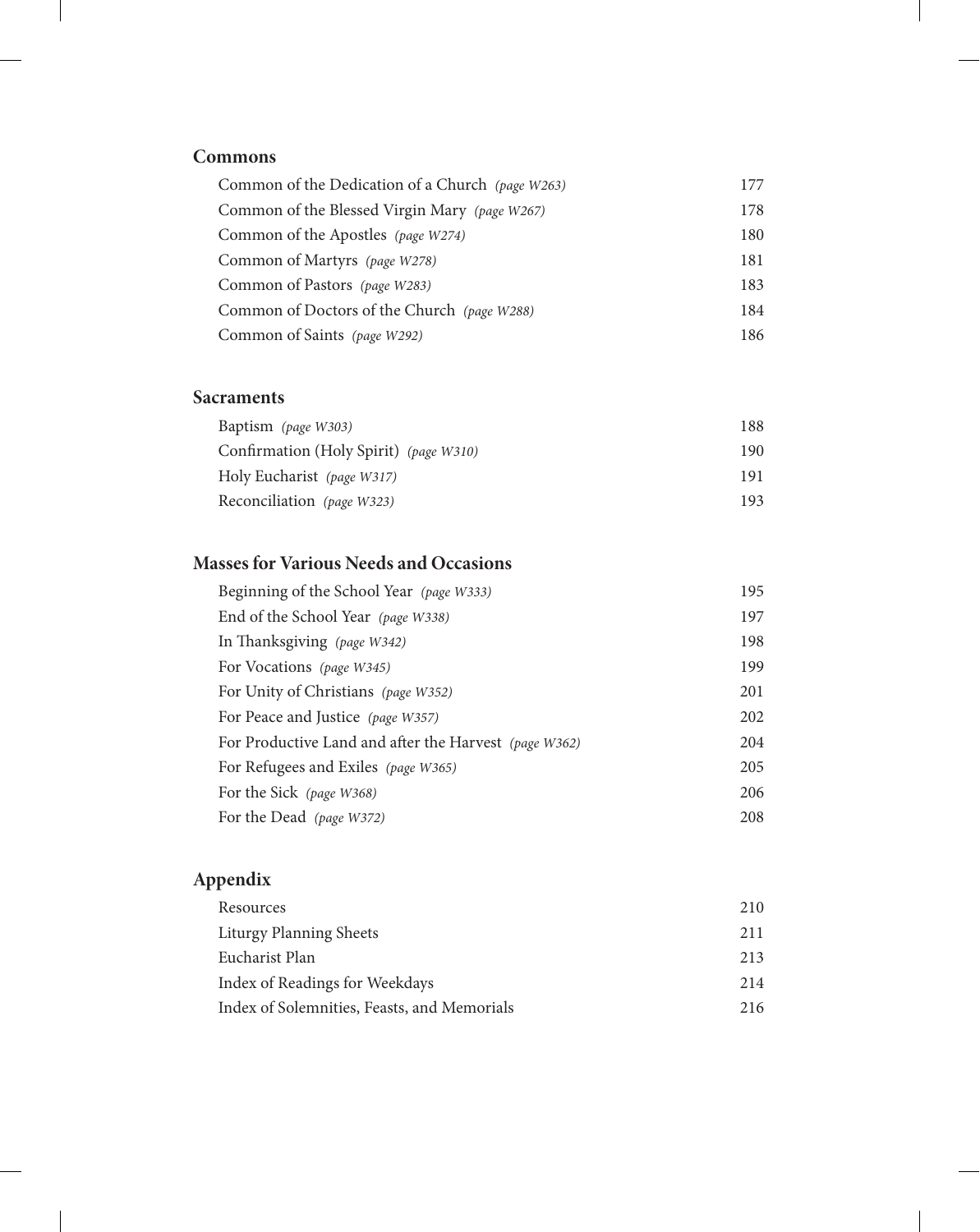## Commons

| | |
|---|---|
| Common of the Dedication of a Church *(page W263)* | 177 |
| Common of the Blessed Virgin Mary *(page W267)* | 178 |
| Common of the Apostles *(page W274)* | 180 |
| Common of Martyrs *(page W278)* | 181 |
| Common of Pastors *(page W283)* | 183 |
| Common of Doctors of the Church *(page W288)* | 184 |
| Common of Saints *(page W292)* | 186 |

## Sacraments

| | |
|---|---|
| Baptism *(page W303)* | 188 |
| Confirmation (Holy Spirit) *(page W310)* | 190 |
| Holy Eucharist *(page W317)* | 191 |
| Reconciliation *(page W323)* | 193 |

## Masses for Various Needs and Occasions

| | |
|---|---|
| Beginning of the School Year *(page W333)* | 195 |
| End of the School Year *(page W338)* | 197 |
| In Thanksgiving *(page W342)* | 198 |
| For Vocations *(page W345)* | 199 |
| For Unity of Christians *(page W352)* | 201 |
| For Peace and Justice *(page W357)* | 202 |
| For Productive Land and after the Harvest *(page W362)* | 204 |
| For Refugees and Exiles *(page W365)* | 205 |
| For the Sick *(page W368)* | 206 |
| For the Dead *(page W372)* | 208 |

## Appendix

| | |
|---|---|
| Resources | 210 |
| Liturgy Planning Sheets | 211 |
| Eucharist Plan | 213 |
| Index of Readings for Weekdays | 214 |
| Index of Solemnities, Feasts, and Memorials | 216 |